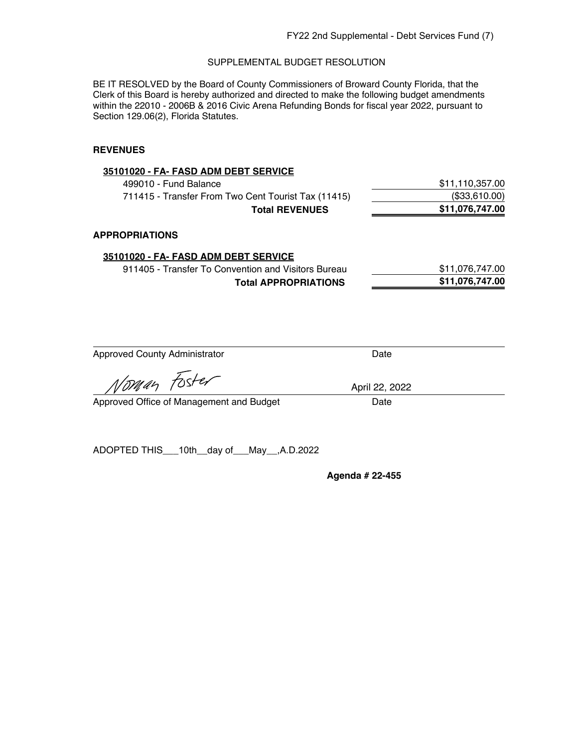FY22 2nd Supplemental - Debt Services Fund (7)

SUPPLEMENTAL BUDGET RESOLUTION

BE IT RESOLVED by the Board of County Commissioners of Broward County Florida, that the Clerk of this Board is hereby authorized and directed to make the following budget amendments within the 22010 - 2006B & 2016 Civic Arena Refunding Bonds for fiscal year 2022, pursuant to Section 129.06(2), Florida Statutes.

**REVENUES**

| **35101020 - FA- FASD ADM DEBT SERVICE** | |
|---|---|
| 499010 - Fund Balance | $11,110,357.00 |
| 711415 - Transfer From Two Cent Tourist Tax (11415) | ($33,610.00) |
| **Total REVENUES** | **$11,076,747.00** |

**APPROPRIATIONS**

| **35101020 - FA- FASD ADM DEBT SERVICE** | |
|---|---|
| 911405 - Transfer To Convention and Visitors Bureau | $11,076,747.00 |
| **Total APPROPRIATIONS** | **$11,076,747.00** |

Approved County Administrator &nbsp;&nbsp;&nbsp;&nbsp; Date

Norman Foster &nbsp;&nbsp;&nbsp;&nbsp; April 22, 2022

Approved Office of Management and Budget &nbsp;&nbsp;&nbsp;&nbsp; Date

ADOPTED THIS___10th__day of___May__,A.D.2022

**Agenda # 22-455**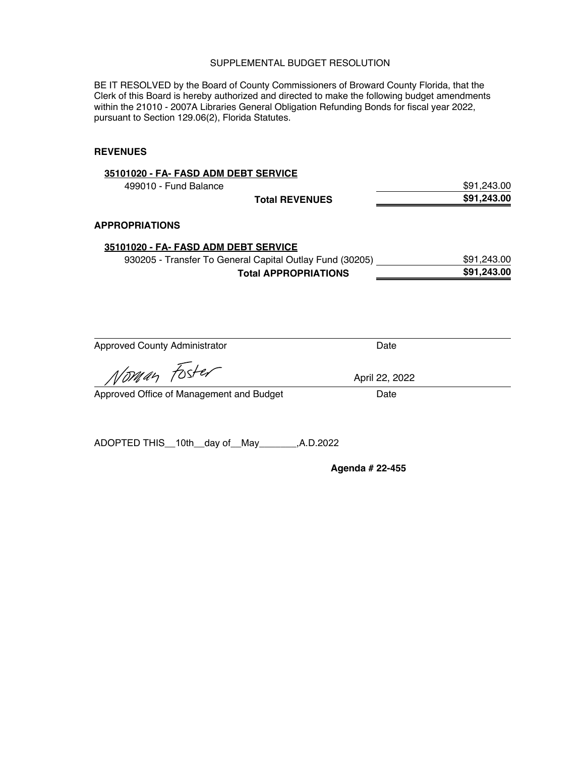SUPPLEMENTAL BUDGET RESOLUTION

BE IT RESOLVED by the Board of County Commissioners of Broward County Florida, that the Clerk of this Board is hereby authorized and directed to make the following budget amendments within the 21010 - 2007A Libraries General Obligation Refunding Bonds for fiscal year 2022, pursuant to Section 129.06(2), Florida Statutes.

**REVENUES**

**35101020 - FA- FASD ADM DEBT SERVICE**

| | |
|---|---|
| 499010 - Fund Balance | $91,243.00 |
| **Total REVENUES** | **$91,243.00** |

**APPROPRIATIONS**

**35101020 - FA- FASD ADM DEBT SERVICE**

| | |
|---|---|
| 930205 - Transfer To General Capital Outlay Fund (30205) | $91,243.00 |
| **Total APPROPRIATIONS** | **$91,243.00** |

Approved County Administrator &nbsp;&nbsp;&nbsp;&nbsp;&nbsp;&nbsp;&nbsp;&nbsp;&nbsp;&nbsp; Date

Norman Foster &nbsp;&nbsp;&nbsp;&nbsp;&nbsp;&nbsp;&nbsp;&nbsp;&nbsp;&nbsp; April 22, 2022

Approved Office of Management and Budget &nbsp;&nbsp;&nbsp;&nbsp;&nbsp;&nbsp;&nbsp;&nbsp;&nbsp;&nbsp; Date

ADOPTED THIS__10th__day of__May_______,A.D.2022

**Agenda # 22-455**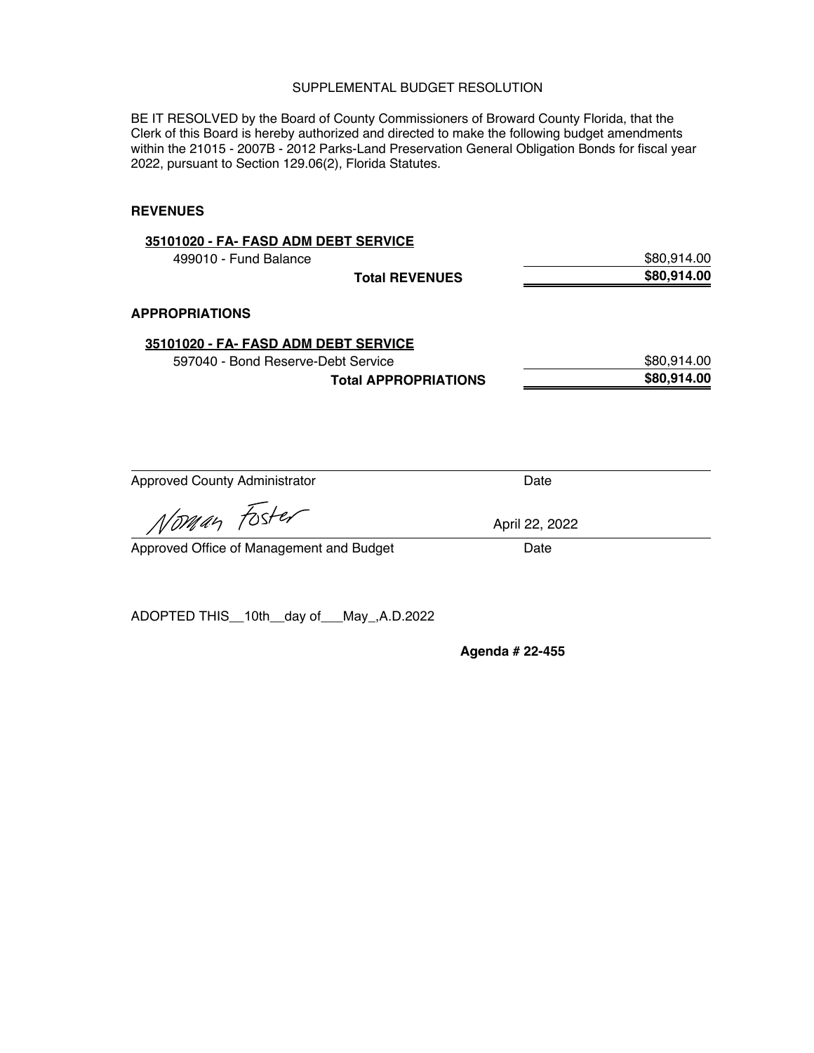# SUPPLEMENTAL BUDGET RESOLUTION

BE IT RESOLVED by the Board of County Commissioners of Broward County Florida, that the Clerk of this Board is hereby authorized and directed to make the following budget amendments within the 21015 - 2007B - 2012 Parks-Land Preservation General Obligation Bonds for fiscal year 2022, pursuant to Section 129.06(2), Florida Statutes.

**REVENUES**

| | |
|---|---|
| **35101020 - FA- FASD ADM DEBT SERVICE** | |
| 499010 - Fund Balance | $80,914.00 |
| **Total REVENUES** | **$80,914.00** |

**APPROPRIATIONS**

| | |
|---|---|
| **35101020 - FA- FASD ADM DEBT SERVICE** | |
| 597040 - Bond Reserve-Debt Service | $80,914.00 |
| **Total APPROPRIATIONS** | **$80,914.00** |

Approved County Administrator | Date

Norman Foster | April 22, 2022

Approved Office of Management and Budget | Date

ADOPTED THIS__10th__day of___May_,A.D.2022

**Agenda # 22-455**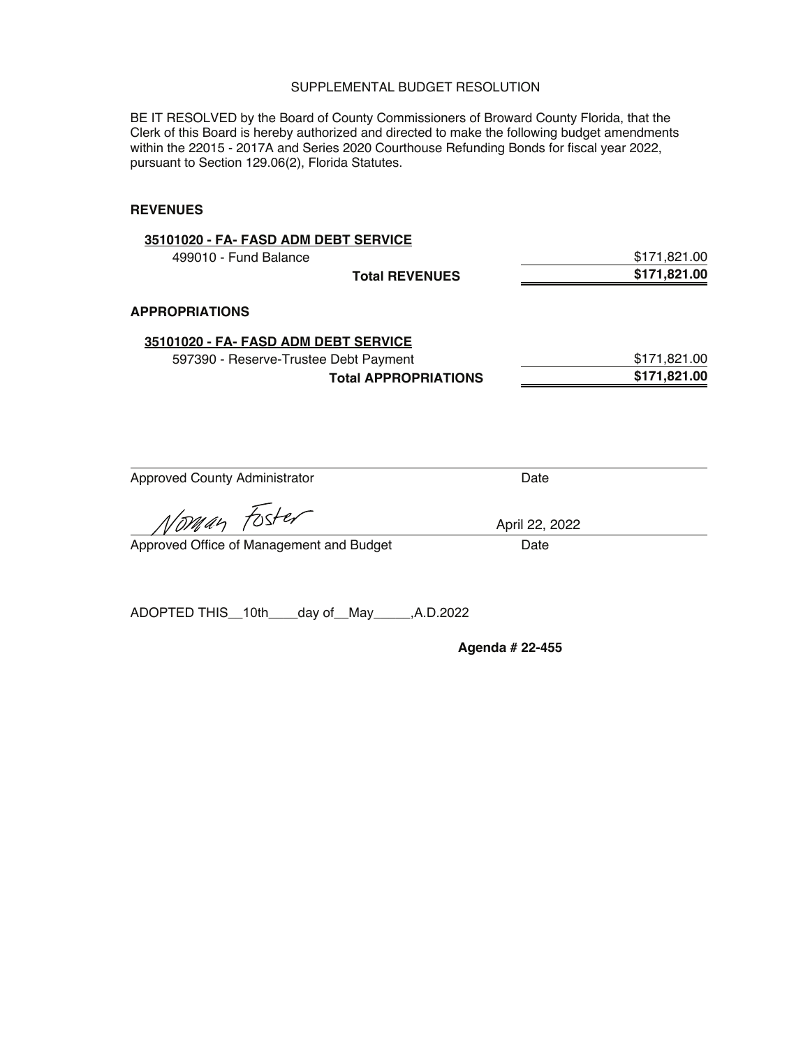SUPPLEMENTAL BUDGET RESOLUTION

BE IT RESOLVED by the Board of County Commissioners of Broward County Florida, that the Clerk of this Board is hereby authorized and directed to make the following budget amendments within the 22015 - 2017A and Series 2020 Courthouse Refunding Bonds for fiscal year 2022, pursuant to Section 129.06(2), Florida Statutes.

**REVENUES**

| | |
|---|---|
| **35101020 - FA- FASD ADM DEBT SERVICE** | |
| 499010 - Fund Balance | $171,821.00 |
| **Total REVENUES** | **$171,821.00** |

**APPROPRIATIONS**

| | |
|---|---|
| **35101020 - FA- FASD ADM DEBT SERVICE** | |
| 597390 - Reserve-Trustee Debt Payment | $171,821.00 |
| **Total APPROPRIATIONS** | **$171,821.00** |

Approved County Administrator Date

Norman Foster April 22, 2022

Approved Office of Management and Budget Date

ADOPTED THIS__10th____day of__May_____,A.D.2022

**Agenda # 22-455**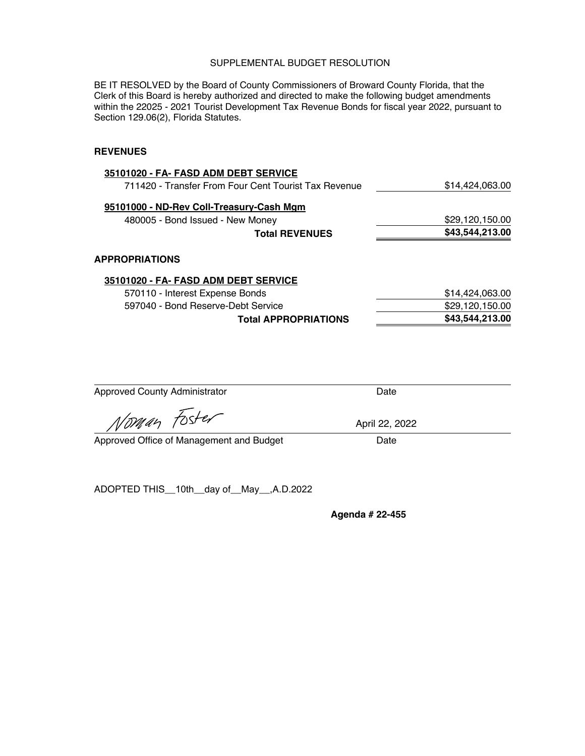# SUPPLEMENTAL BUDGET RESOLUTION

BE IT RESOLVED by the Board of County Commissioners of Broward County Florida, that the Clerk of this Board is hereby authorized and directed to make the following budget amendments within the 22025 - 2021 Tourist Development Tax Revenue Bonds for fiscal year 2022, pursuant to Section 129.06(2), Florida Statutes.

**REVENUES**

| | |
|---|---|
| **35101020 - FA- FASD ADM DEBT SERVICE** | |
| 711420 - Transfer From Four Cent Tourist Tax Revenue | $14,424,063.00 |
| **95101000 - ND-Rev Coll-Treasury-Cash Mgm** | |
| 480005 - Bond Issued - New Money | $29,120,150.00 |
| **Total REVENUES** | **$43,544,213.00** |

**APPROPRIATIONS**

| | |
|---|---|
| **35101020 - FA- FASD ADM DEBT SERVICE** | |
| 570110 - Interest Expense Bonds | $14,424,063.00 |
| 597040 - Bond Reserve-Debt Service | $29,120,150.00 |
| **Total APPROPRIATIONS** | **$43,544,213.00** |

Approved County Administrator — Date

Norman Foster — April 22, 2022

Approved Office of Management and Budget — Date

ADOPTED THIS__10th__day of__May__,A.D.2022

**Agenda # 22-455**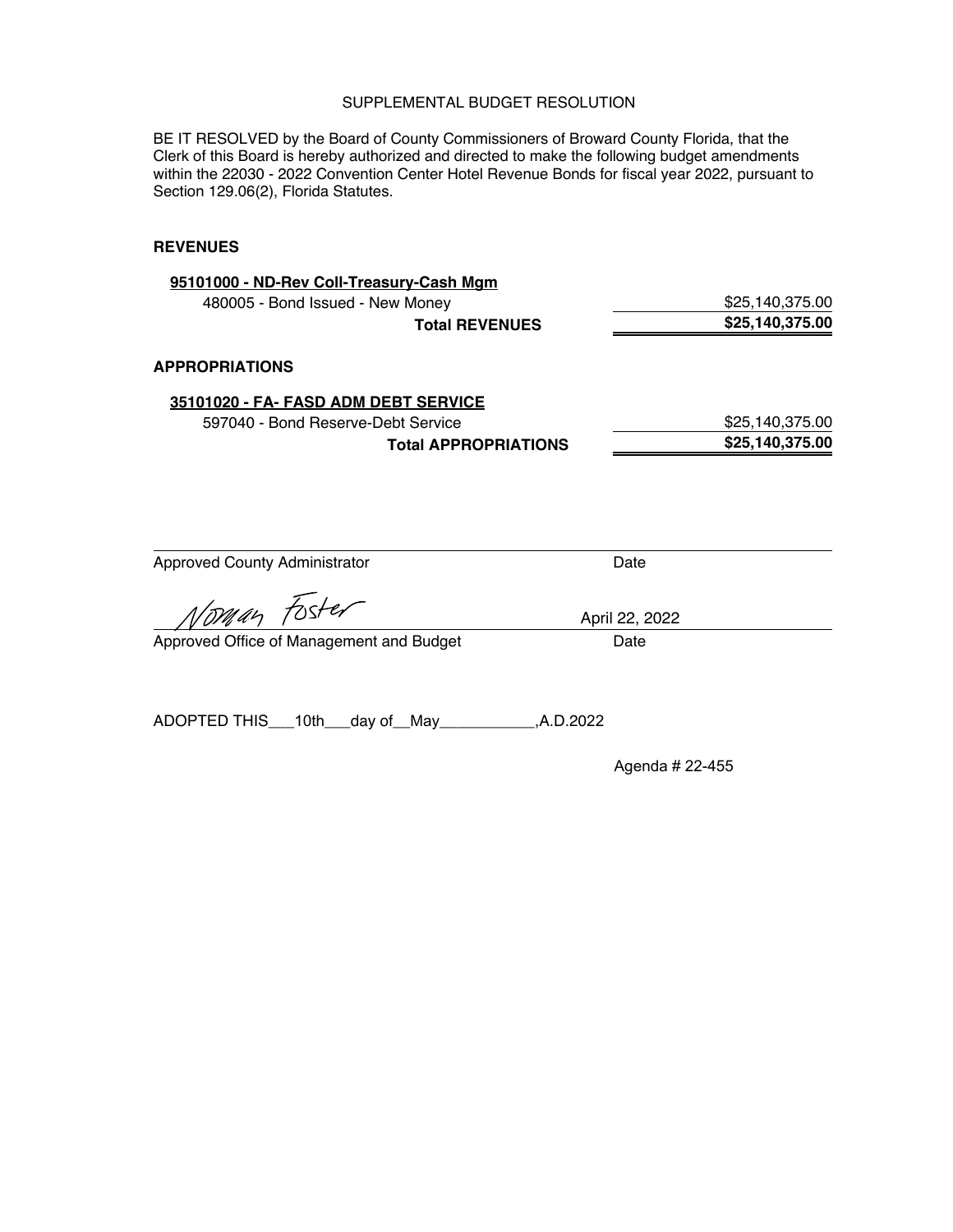SUPPLEMENTAL BUDGET RESOLUTION

BE IT RESOLVED by the Board of County Commissioners of Broward County Florida, that the Clerk of this Board is hereby authorized and directed to make the following budget amendments within the 22030 - 2022 Convention Center Hotel Revenue Bonds for fiscal year 2022, pursuant to Section 129.06(2), Florida Statutes.

**REVENUES**

| | |
|---|---|
| **95101000 - ND-Rev Coll-Treasury-Cash Mgm** | |
| 480005 - Bond Issued - New Money | $25,140,375.00 |
| **Total REVENUES** | **$25,140,375.00** |

**APPROPRIATIONS**

| | |
|---|---|
| **35101020 - FA- FASD ADM DEBT SERVICE** | |
| 597040 - Bond Reserve-Debt Service | $25,140,375.00 |
| **Total APPROPRIATIONS** | **$25,140,375.00** |

Approved County Administrator ____________________ Date ________

Norman Foster April 22, 2022

Approved Office of Management and Budget ____________________ Date ________

ADOPTED THIS\_\_\_10th\_\_\_day of\_\_May\_\_\_\_\_\_\_\_\_\_\_,A.D.2022

Agenda # 22-455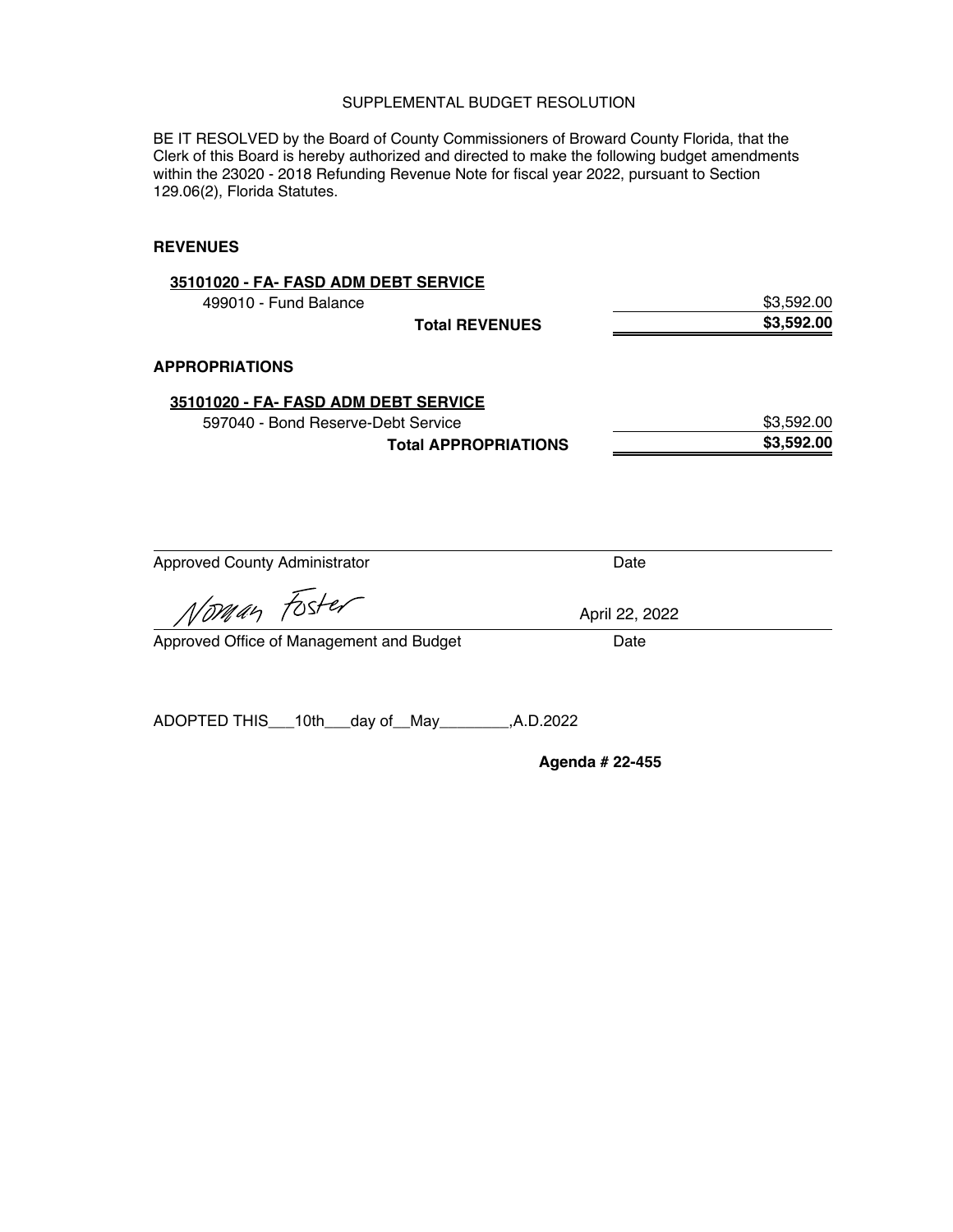SUPPLEMENTAL BUDGET RESOLUTION

BE IT RESOLVED by the Board of County Commissioners of Broward County Florida, that the Clerk of this Board is hereby authorized and directed to make the following budget amendments within the 23020 - 2018 Refunding Revenue Note for fiscal year 2022, pursuant to Section 129.06(2), Florida Statutes.

**REVENUES**

| | |
|---|---|
| **35101020 - FA- FASD ADM DEBT SERVICE** | |
| 499010 - Fund Balance | $3,592.00 |
| **Total REVENUES** | **$3,592.00** |

**APPROPRIATIONS**

| | |
|---|---|
| **35101020 - FA- FASD ADM DEBT SERVICE** | |
| 597040 - Bond Reserve-Debt Service | $3,592.00 |
| **Total APPROPRIATIONS** | **$3,592.00** |

Approved County Administrator &nbsp;&nbsp;&nbsp;&nbsp; Date

Norman Foster &nbsp;&nbsp;&nbsp;&nbsp; April 22, 2022

Approved Office of Management and Budget &nbsp;&nbsp;&nbsp;&nbsp; Date

ADOPTED THIS___10th___day of__May________,A.D.2022

**Agenda # 22-455**